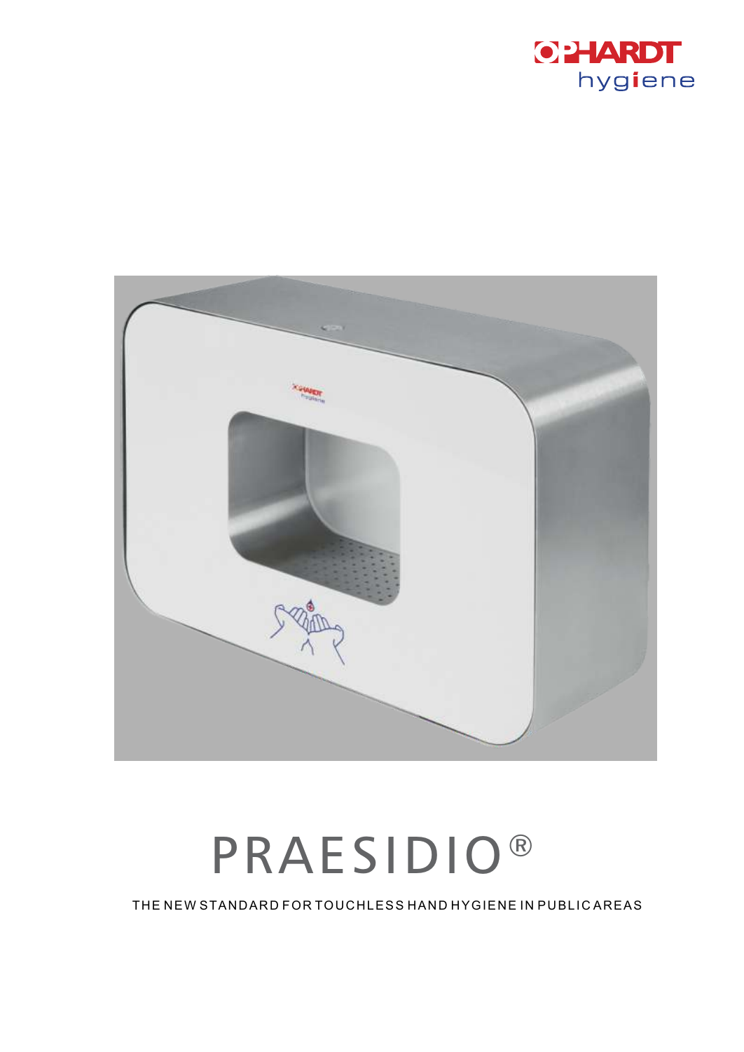OPHARDT hygiene

# PRAESIDIO®

THE NEW STANDARD FOR TOUCHLESS HAND HYGIENE IN PUBLIC AREAS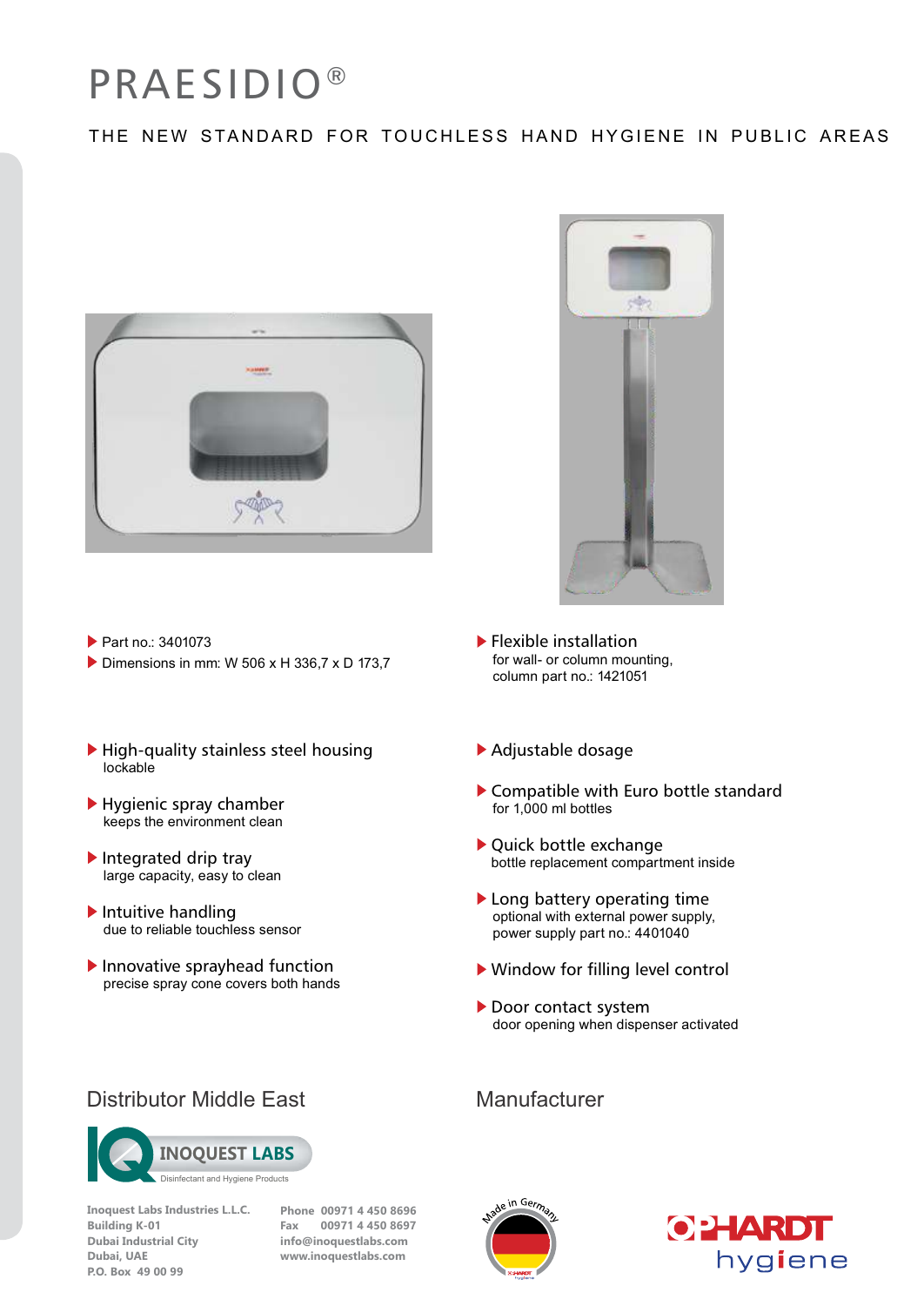# PRAESIDIO®

## THE NEW STANDARD FOR TOUCHLESS HAND HYGIENE IN PUBLIC AREAS

- Part no.: 3401073
- Dimensions in mm: W 506 x H 336,7 x D 173,7

- Flexible installation
  for wall- or column mounting,
  column part no.: 1421051

- High-quality stainless steel housing
  lockable

- Hygienic spray chamber
  keeps the environment clean

- Integrated drip tray
  large capacity, easy to clean

- Intuitive handling
  due to reliable touchless sensor

- Innovative sprayhead function
  precise spray cone covers both hands

- Adjustable dosage

- Compatible with Euro bottle standard
  for 1,000 ml bottles

- Quick bottle exchange
  bottle replacement compartment inside

- Long battery operating time
  optional with external power supply,
  power supply part no.: 4401040

- Window for filling level control

- Door contact system
  door opening when dispenser activated

## Distributor Middle East

INOQUEST LABS
Disinfectant and Hygiene Products

**Inoquest Labs Industries L.L.C.**
**Building K-01**
**Dubai Industrial City**
**Dubai, UAE**
**P.O. Box 49 00 99**

**Phone 00971 4 450 8696**
**Fax 00971 4 450 8697**
**info@inoquestlabs.com**
**www.inoquestlabs.com**

## Manufacturer

Made in Germany

OPHARDT hygiene